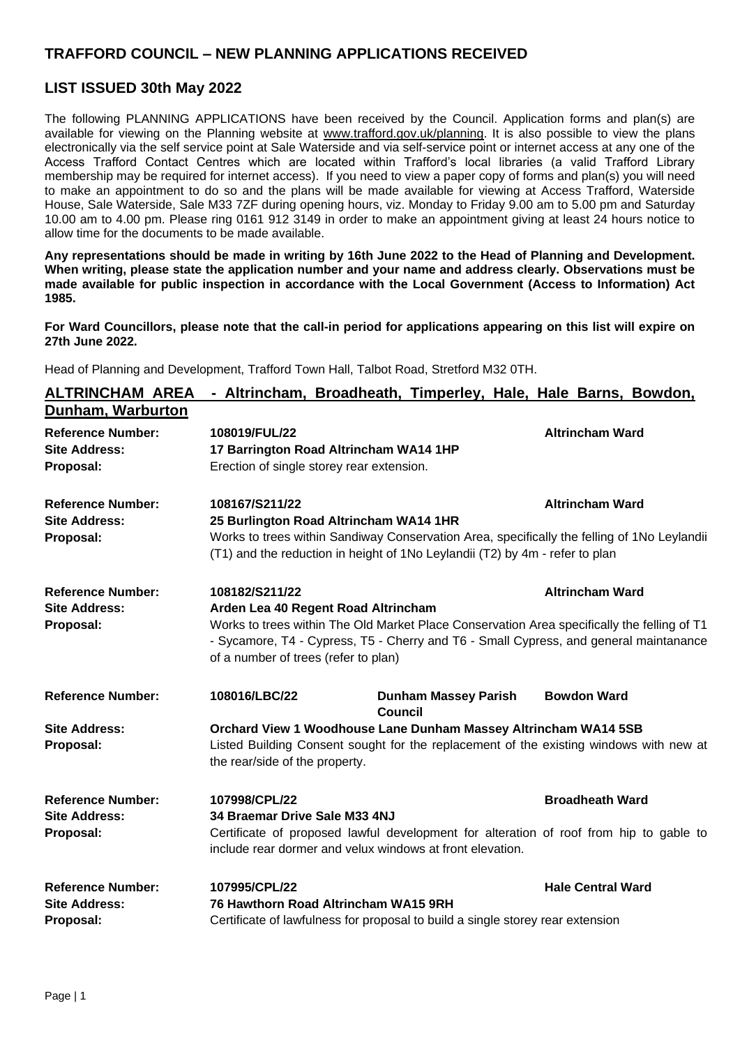# TRAFFORD COUNCIL – NEW PLANNING APPLICATIONS RECEIVED

## LIST ISSUED 30th May 2022

The following PLANNING APPLICATIONS have been received by the Council. Application forms and plan(s) are available for viewing on the Planning website at www.trafford.gov.uk/planning. It is also possible to view the plans electronically via the self service point at Sale Waterside and via self-service point or internet access at any one of the Access Trafford Contact Centres which are located within Trafford's local libraries (a valid Trafford Library membership may be required for internet access). If you need to view a paper copy of forms and plan(s) you will need to make an appointment to do so and the plans will be made available for viewing at Access Trafford, Waterside House, Sale Waterside, Sale M33 7ZF during opening hours, viz. Monday to Friday 9.00 am to 5.00 pm and Saturday 10.00 am to 4.00 pm. Please ring 0161 912 3149 in order to make an appointment giving at least 24 hours notice to allow time for the documents to be made available.

**Any representations should be made in writing by 16th June 2022 to the Head of Planning and Development. When writing, please state the application number and your name and address clearly. Observations must be made available for public inspection in accordance with the Local Government (Access to Information) Act 1985.**

**For Ward Councillors, please note that the call-in period for applications appearing on this list will expire on 27th June 2022.**

Head of Planning and Development, Trafford Town Hall, Talbot Road, Stretford M32 0TH.

## ALTRINCHAM AREA - Altrincham, Broadheath, Timperley, Hale, Hale Barns, Bowdon, Dunham, Warburton

**Reference Number:** **108019/FUL/22** — **Altrincham Ward**
**Site Address:** **17 Barrington Road Altrincham WA14 1HP**
**Proposal:** Erection of single storey rear extension.

**Reference Number:** **108167/S211/22** — **Altrincham Ward**
**Site Address:** **25 Burlington Road Altrincham WA14 1HR**
**Proposal:** Works to trees within Sandiway Conservation Area, specifically the felling of 1No Leylandii (T1) and the reduction in height of 1No Leylandii (T2) by 4m - refer to plan

**Reference Number:** **108182/S211/22** — **Altrincham Ward**
**Site Address:** **Arden Lea 40 Regent Road Altrincham**
**Proposal:** Works to trees within The Old Market Place Conservation Area specifically the felling of T1 - Sycamore, T4 - Cypress, T5 - Cherry and T6 - Small Cypress, and general maintanance of a number of trees (refer to plan)

**Reference Number:** **108016/LBC/22** — **Dunham Massey Parish Council** — **Bowdon Ward**
**Site Address:** **Orchard View 1 Woodhouse Lane Dunham Massey Altrincham WA14 5SB**
**Proposal:** Listed Building Consent sought for the replacement of the existing windows with new at the rear/side of the property.

**Reference Number:** **107998/CPL/22** — **Broadheath Ward**
**Site Address:** **34 Braemar Drive Sale M33 4NJ**
**Proposal:** Certificate of proposed lawful development for alteration of roof from hip to gable to include rear dormer and velux windows at front elevation.

**Reference Number:** **107995/CPL/22** — **Hale Central Ward**
**Site Address:** **76 Hawthorn Road Altrincham WA15 9RH**
**Proposal:** Certificate of lawfulness for proposal to build a single storey rear extension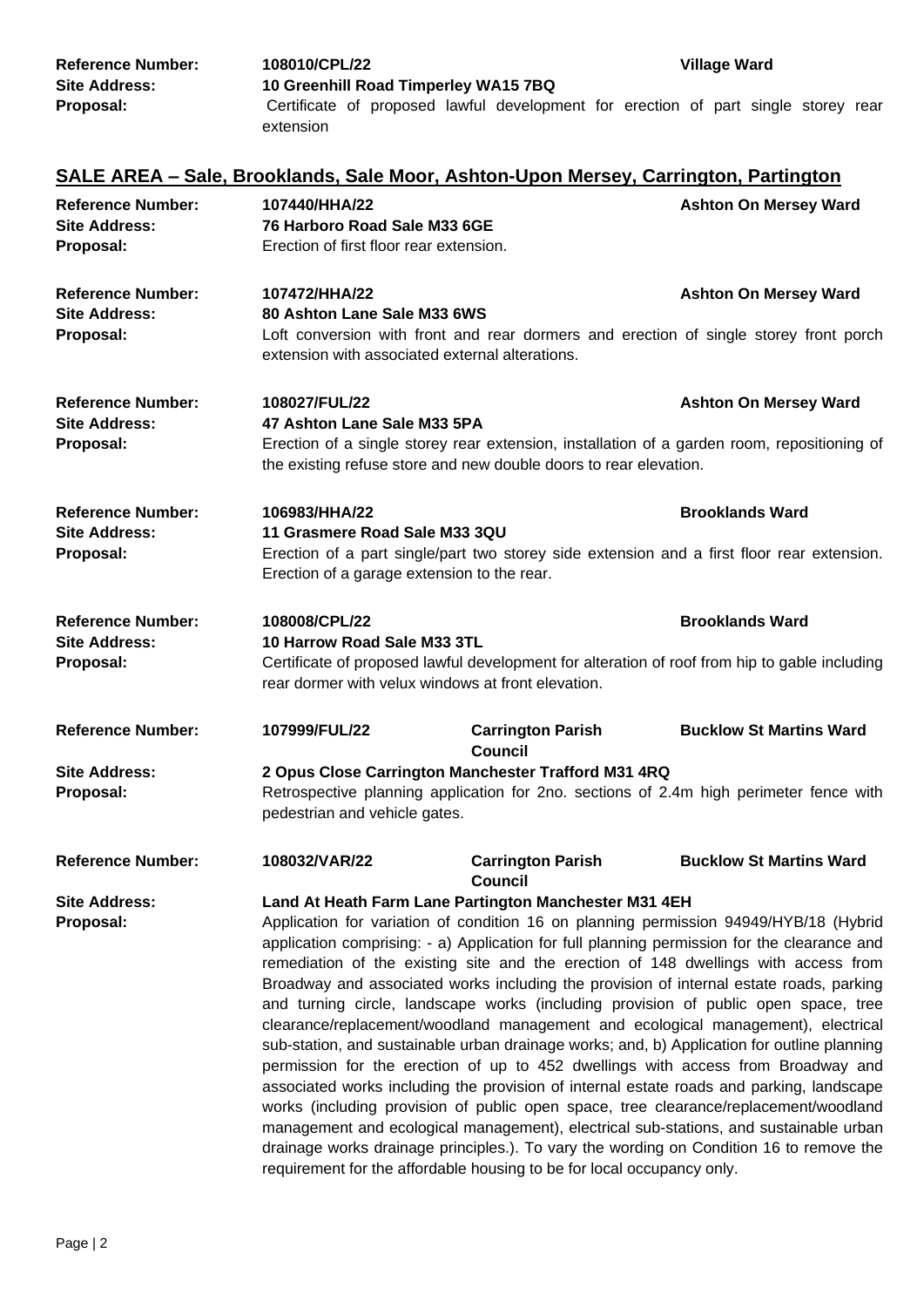**Reference Number:** 108010/CPL/22 — **Village Ward**
**Site Address:** 10 Greenhill Road Timperley WA15 7BQ
**Proposal:** Certificate of proposed lawful development for erection of part single storey rear extension

## SALE AREA – Sale, Brooklands, Sale Moor, Ashton-Upon Mersey, Carrington, Partington

**Reference Number:** 107440/HHA/22 — **Ashton On Mersey Ward**
**Site Address:** 76 Harboro Road Sale M33 6GE
**Proposal:** Erection of first floor rear extension.

**Reference Number:** 107472/HHA/22 — **Ashton On Mersey Ward**
**Site Address:** 80 Ashton Lane Sale M33 6WS
**Proposal:** Loft conversion with front and rear dormers and erection of single storey front porch extension with associated external alterations.

**Reference Number:** 108027/FUL/22 — **Ashton On Mersey Ward**
**Site Address:** 47 Ashton Lane Sale M33 5PA
**Proposal:** Erection of a single storey rear extension, installation of a garden room, repositioning of the existing refuse store and new double doors to rear elevation.

**Reference Number:** 106983/HHA/22 — **Brooklands Ward**
**Site Address:** 11 Grasmere Road Sale M33 3QU
**Proposal:** Erection of a part single/part two storey side extension and a first floor rear extension. Erection of a garage extension to the rear.

**Reference Number:** 108008/CPL/22 — **Brooklands Ward**
**Site Address:** 10 Harrow Road Sale M33 3TL
**Proposal:** Certificate of proposed lawful development for alteration of roof from hip to gable including rear dormer with velux windows at front elevation.

**Reference Number:** 107999/FUL/22 — **Carrington Parish Council** — **Bucklow St Martins Ward**
**Site Address:** 2 Opus Close Carrington Manchester Trafford M31 4RQ
**Proposal:** Retrospective planning application for 2no. sections of 2.4m high perimeter fence with pedestrian and vehicle gates.

**Reference Number:** 108032/VAR/22 — **Carrington Parish Council** — **Bucklow St Martins Ward**
**Site Address:** Land At Heath Farm Lane Partington Manchester M31 4EH
**Proposal:** Application for variation of condition 16 on planning permission 94949/HYB/18 (Hybrid application comprising: - a) Application for full planning permission for the clearance and remediation of the existing site and the erection of 148 dwellings with access from Broadway and associated works including the provision of internal estate roads, parking and turning circle, landscape works (including provision of public open space, tree clearance/replacement/woodland management and ecological management), electrical sub-station, and sustainable urban drainage works; and, b) Application for outline planning permission for the erection of up to 452 dwellings with access from Broadway and associated works including the provision of internal estate roads and parking, landscape works (including provision of public open space, tree clearance/replacement/woodland management and ecological management), electrical sub-stations, and sustainable urban drainage works drainage principles.). To vary the wording on Condition 16 to remove the requirement for the affordable housing to be for local occupancy only.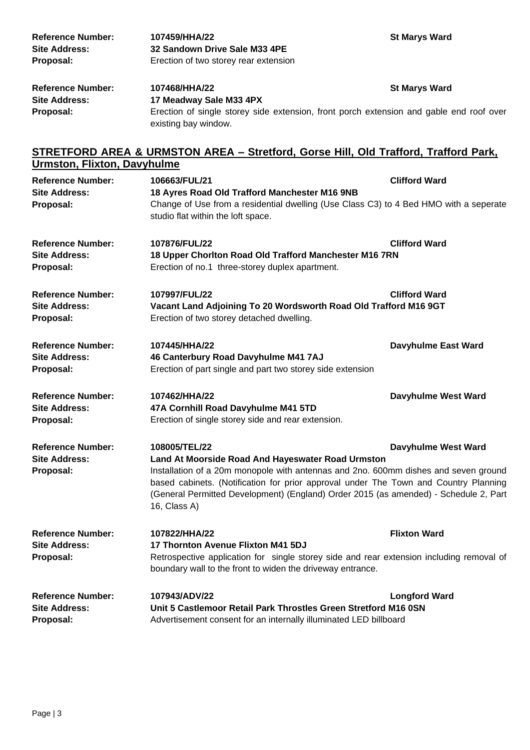| | | |
|---|---|---|
| **Reference Number:** | **107459/HHA/22** | **St Marys Ward** |
| **Site Address:** | **32 Sandown Drive Sale M33 4PE** | |
| **Proposal:** | Erection of two storey rear extension | |

| | | |
|---|---|---|
| **Reference Number:** | **107468/HHA/22** | **St Marys Ward** |
| **Site Address:** | **17 Meadway Sale M33 4PX** | |
| **Proposal:** | Erection of single storey side extension, front porch extension and gable end roof over existing bay window. | |

## STRETFORD AREA & URMSTON AREA – Stretford, Gorse Hill, Old Trafford, Trafford Park, Urmston, Flixton, Davyhulme

| | | |
|---|---|---|
| **Reference Number:** | **106663/FUL/21** | **Clifford Ward** |
| **Site Address:** | **18 Ayres Road Old Trafford Manchester M16 9NB** | |
| **Proposal:** | Change of Use from a residential dwelling (Use Class C3) to 4 Bed HMO with a seperate studio flat within the loft space. | |

| | | |
|---|---|---|
| **Reference Number:** | **107876/FUL/22** | **Clifford Ward** |
| **Site Address:** | **18 Upper Chorlton Road Old Trafford Manchester M16 7RN** | |
| **Proposal:** | Erection of no.1 three-storey duplex apartment. | |

| | | |
|---|---|---|
| **Reference Number:** | **107997/FUL/22** | **Clifford Ward** |
| **Site Address:** | **Vacant Land Adjoining To 20 Wordsworth Road Old Trafford M16 9GT** | |
| **Proposal:** | Erection of two storey detached dwelling. | |

| | | |
|---|---|---|
| **Reference Number:** | **107445/HHA/22** | **Davyhulme East Ward** |
| **Site Address:** | **46 Canterbury Road Davyhulme M41 7AJ** | |
| **Proposal:** | Erection of part single and part two storey side extension | |

| | | |
|---|---|---|
| **Reference Number:** | **107462/HHA/22** | **Davyhulme West Ward** |
| **Site Address:** | **47A Cornhill Road Davyhulme M41 5TD** | |
| **Proposal:** | Erection of single storey side and rear extension. | |

| | | |
|---|---|---|
| **Reference Number:** | **108005/TEL/22** | **Davyhulme West Ward** |
| **Site Address:** | **Land At Moorside Road And Hayeswater Road Urmston** | |
| **Proposal:** | Installation of a 20m monopole with antennas and 2no. 600mm dishes and seven ground based cabinets. (Notification for prior approval under The Town and Country Planning (General Permitted Development) (England) Order 2015 (as amended) - Schedule 2, Part 16, Class A) | |

| | | |
|---|---|---|
| **Reference Number:** | **107822/HHA/22** | **Flixton Ward** |
| **Site Address:** | **17 Thornton Avenue Flixton M41 5DJ** | |
| **Proposal:** | Retrospective application for single storey side and rear extension including removal of boundary wall to the front to widen the driveway entrance. | |

| | | |
|---|---|---|
| **Reference Number:** | **107943/ADV/22** | **Longford Ward** |
| **Site Address:** | **Unit 5 Castlemoor Retail Park Throstles Green Stretford M16 0SN** | |
| **Proposal:** | Advertisement consent for an internally illuminated LED billboard | |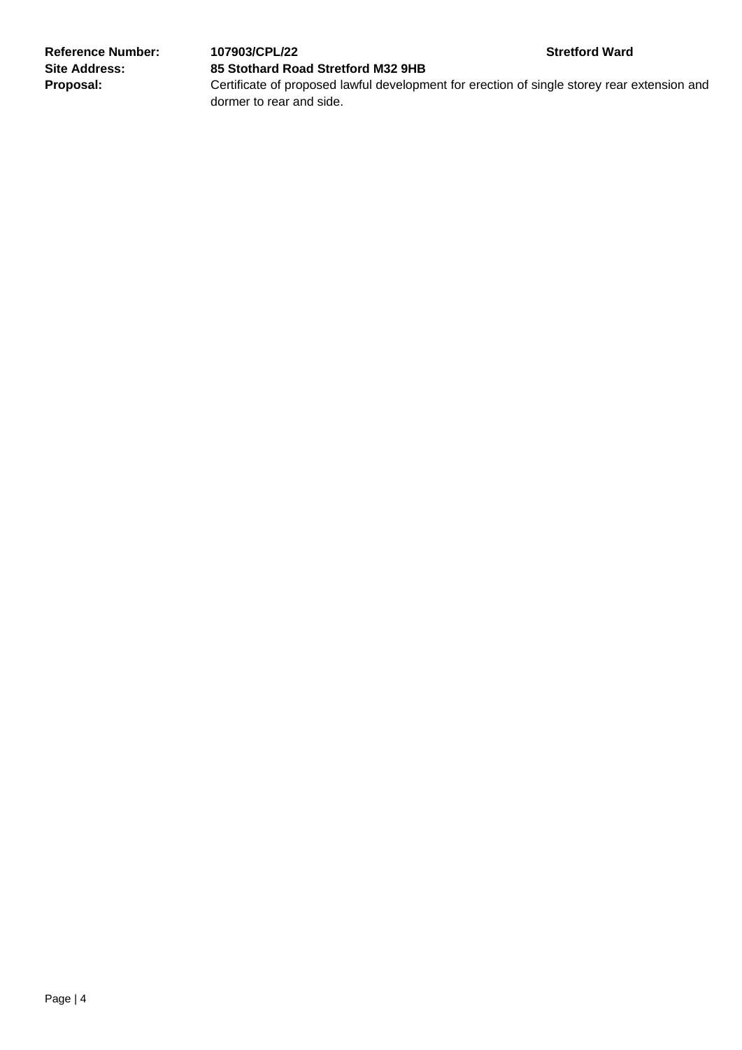**Reference Number:** **107903/CPL/22** **Stretford Ward**
**Site Address:** **85 Stothard Road Stretford M32 9HB**
**Proposal:** Certificate of proposed lawful development for erection of single storey rear extension and dormer to rear and side.